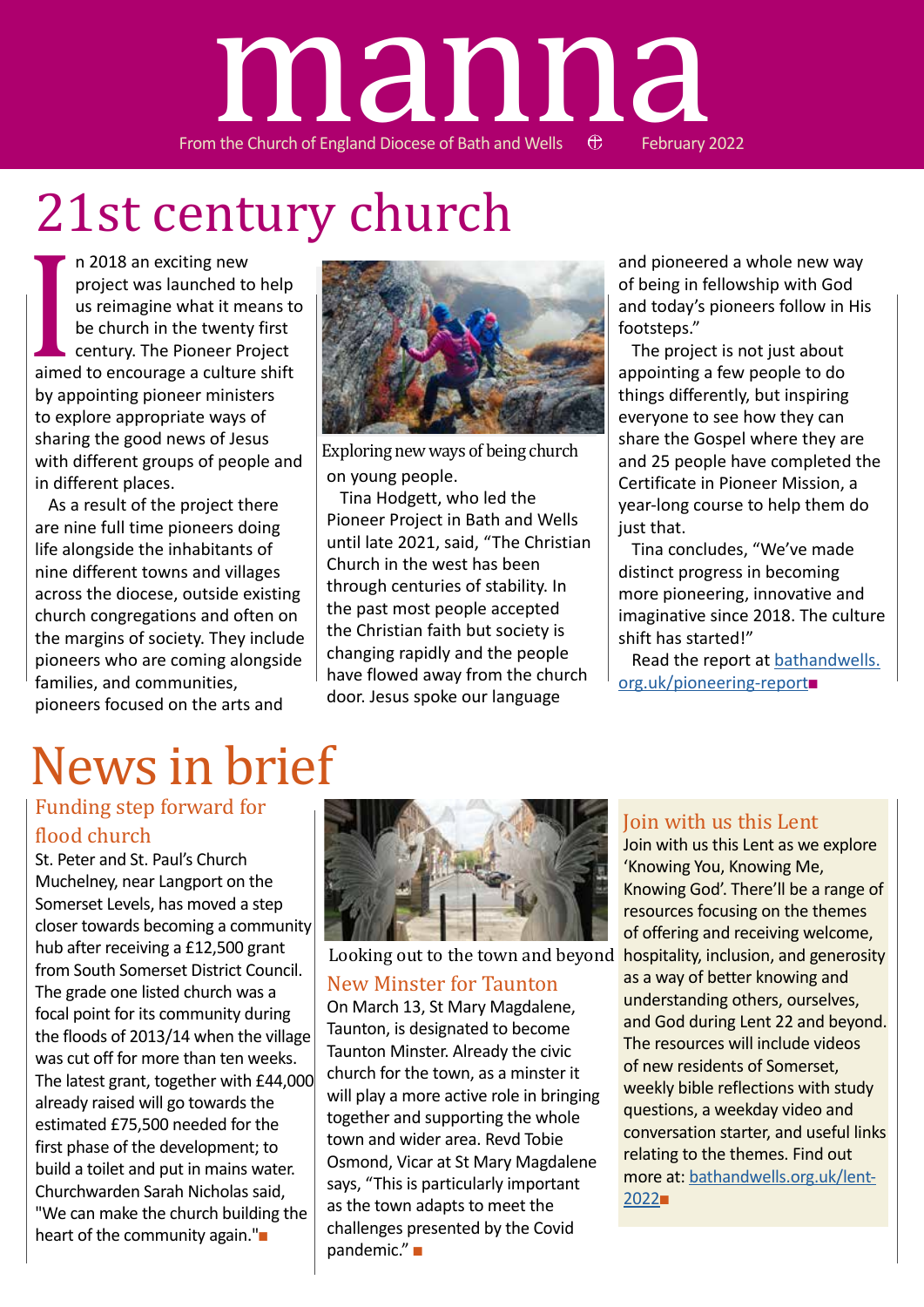# manna

From the Church of England Diocese of Bath and Wells — February 2022

## 21st century church

In 2018 an exciting new project was launched to help us reimagine what it means to be church in the twenty first century. The Pioneer Project aimed to encourage a culture shift by appointing pioneer ministers to explore appropriate ways of sharing the good news of Jesus with different groups of people and in different places.

As a result of the project there are nine full time pioneers doing life alongside the inhabitants of nine different towns and villages across the diocese, outside existing church congregations and often on the margins of society. They include pioneers who are coming alongside families, and communities, pioneers focused on the arts and on young people.

Exploring new ways of being church

Tina Hodgett, who led the Pioneer Project in Bath and Wells until late 2021, said, "The Christian Church in the west has been through centuries of stability. In the past most people accepted the Christian faith but society is changing rapidly and the people have flowed away from the church door. Jesus spoke our language and pioneered a whole new way of being in fellowship with God and today's pioneers follow in His footsteps."

The project is not just about appointing a few people to do things differently, but inspiring everyone to see how they can share the Gospel where they are and 25 people have completed the Certificate in Pioneer Mission, a year-long course to help them do just that.

Tina concludes, "We've made distinct progress in becoming more pioneering, innovative and imaginative since 2018. The culture shift has started!"

Read the report at bathandwells.org.uk/pioneering-report■

## News in brief

### Funding step forward for flood church

St. Peter and St. Paul's Church Muchelney, near Langport on the Somerset Levels, has moved a step closer towards becoming a community hub after receiving a £12,500 grant from South Somerset District Council. The grade one listed church was a focal point for its community during the floods of 2013/14 when the village was cut off for more than ten weeks. The latest grant, together with £44,000 already raised will go towards the estimated £75,500 needed for the first phase of the development; to build a toilet and put in mains water. Churchwarden Sarah Nicholas said, "We can make the church building the heart of the community again."■

Looking out to the town and beyond

### New Minster for Taunton

On March 13, St Mary Magdalene, Taunton, is designated to become Taunton Minster. Already the civic church for the town, as a minster it will play a more active role in bringing together and supporting the whole town and wider area. Revd Tobie Osmond, Vicar at St Mary Magdalene says, "This is particularly important as the town adapts to meet the challenges presented by the Covid pandemic." ■

### Join with us this Lent

Join with us this Lent as we explore 'Knowing You, Knowing Me, Knowing God'. There'll be a range of resources focusing on the themes of offering and receiving welcome, hospitality, inclusion, and generosity as a way of better knowing and understanding others, ourselves, and God during Lent 22 and beyond. The resources will include videos of new residents of Somerset, weekly bible reflections with study questions, a weekday video and conversation starter, and useful links relating to the themes. Find out more at: bathandwells.org.uk/lent-2022■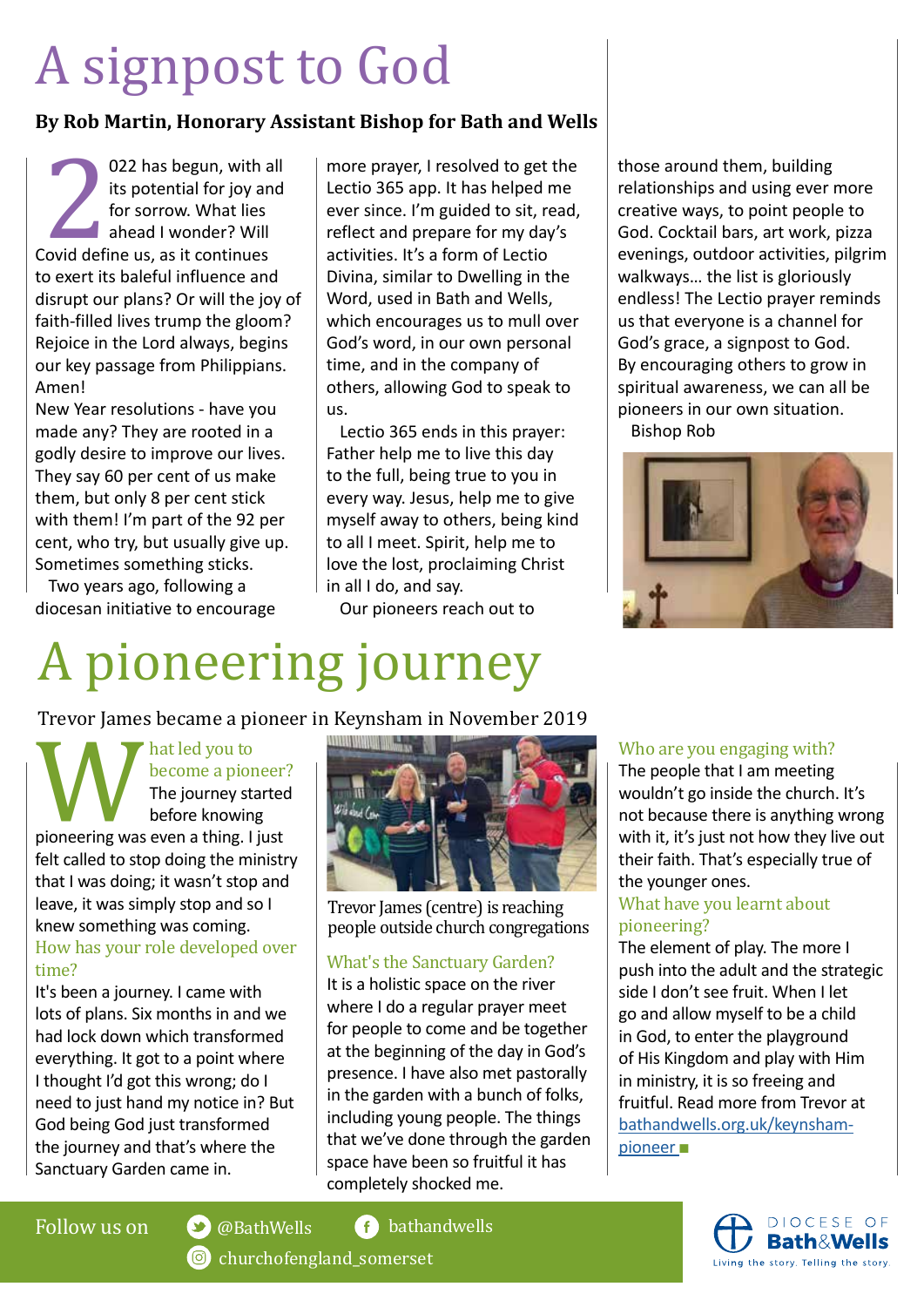# A signpost to God

**By Rob Martin, Honorary Assistant Bishop for Bath and Wells**

2022 has begun, with all its potential for joy and for sorrow. What lies ahead I wonder? Will Covid define us, as it continues to exert its baleful influence and disrupt our plans? Or will the joy of faith-filled lives trump the gloom? Rejoice in the Lord always, begins our key passage from Philippians. Amen!

New Year resolutions - have you made any? They are rooted in a godly desire to improve our lives. They say 60 per cent of us make them, but only 8 per cent stick with them! I'm part of the 92 per cent, who try, but usually give up. Sometimes something sticks.

Two years ago, following a diocesan initiative to encourage more prayer, I resolved to get the Lectio 365 app. It has helped me ever since. I'm guided to sit, read, reflect and prepare for my day's activities. It's a form of Lectio Divina, similar to Dwelling in the Word, used in Bath and Wells, which encourages us to mull over God's word, in our own personal time, and in the company of others, allowing God to speak to us.

Lectio 365 ends in this prayer: Father help me to live this day to the full, being true to you in every way. Jesus, help me to give myself away to others, being kind to all I meet. Spirit, help me to love the lost, proclaiming Christ in all I do, and say.

Our pioneers reach out to those around them, building relationships and using ever more creative ways, to point people to God. Cocktail bars, art work, pizza evenings, outdoor activities, pilgrim walkways… the list is gloriously endless! The Lectio prayer reminds us that everyone is a channel for God's grace, a signpost to God. By encouraging others to grow in spiritual awareness, we can all be pioneers in our own situation.

Bishop Rob

# A pioneering journey

Trevor James became a pioneer in Keynsham in November 2019

### What led you to become a pioneer?

The journey started before knowing pioneering was even a thing. I just felt called to stop doing the ministry that I was doing; it wasn't stop and leave, it was simply stop and so I knew something was coming.

### How has your role developed over time?

It's been a journey. I came with lots of plans. Six months in and we had lock down which transformed everything. It got to a point where I thought I'd got this wrong; do I need to just hand my notice in? But God being God just transformed the journey and that's where the Sanctuary Garden came in.

Trevor James (centre) is reaching people outside church congregations

### What's the Sanctuary Garden?

It is a holistic space on the river where I do a regular prayer meet for people to come and be together at the beginning of the day in God's presence. I have also met pastorally in the garden with a bunch of folks, including young people. The things that we've done through the garden space have been so fruitful it has completely shocked me.

### Who are you engaging with?

The people that I am meeting wouldn't go inside the church. It's not because there is anything wrong with it, it's just not how they live out their faith. That's especially true of the younger ones.

### What have you learnt about pioneering?

The element of play. The more I push into the adult and the strategic side I don't see fruit. When I let go and allow myself to be a child in God, to enter the playground of His Kingdom and play with Him in ministry, it is so freeing and fruitful. Read more from Trevor at bathandwells.org.uk/keynsham-pioneer ■

Follow us on @BathWells bathandwells churchofengland_somerset

DIOCESE OF Bath&Wells
Living the story. Telling the story.